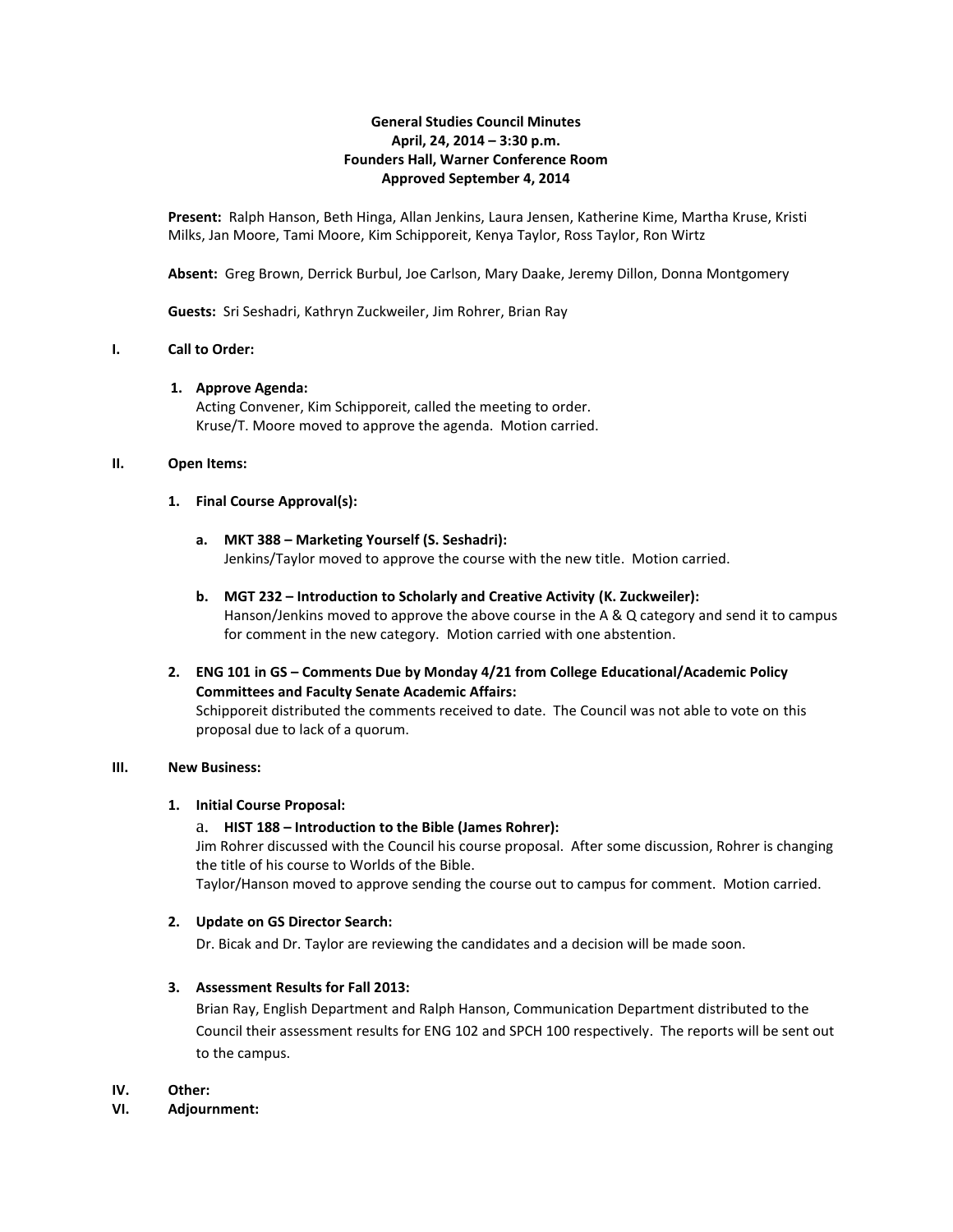**General Studies Council Minutes**
**April, 24, 2014 – 3:30 p.m.**
**Founders Hall, Warner Conference Room**
**Approved September 4, 2014**

**Present:** Ralph Hanson, Beth Hinga, Allan Jenkins, Laura Jensen, Katherine Kime, Martha Kruse, Kristi Milks, Jan Moore, Tami Moore, Kim Schipporeit, Kenya Taylor, Ross Taylor, Ron Wirtz

**Absent:** Greg Brown, Derrick Burbul, Joe Carlson, Mary Daake, Jeremy Dillon, Donna Montgomery

**Guests:** Sri Seshadri, Kathryn Zuckweiler, Jim Rohrer, Brian Ray

## I. Call to Order:

1. **Approve Agenda:**
   Acting Convener, Kim Schipporeit, called the meeting to order.
   Kruse/T. Moore moved to approve the agenda. Motion carried.

## II. Open Items:

1. **Final Course Approval(s):**

   a. **MKT 388 – Marketing Yourself (S. Seshadri):**
   Jenkins/Taylor moved to approve the course with the new title. Motion carried.

   b. **MGT 232 – Introduction to Scholarly and Creative Activity (K. Zuckweiler):**
   Hanson/Jenkins moved to approve the above course in the A & Q category and send it to campus for comment in the new category. Motion carried with one abstention.

2. **ENG 101 in GS – Comments Due by Monday 4/21 from College Educational/Academic Policy Committees and Faculty Senate Academic Affairs:**
   Schipporeit distributed the comments received to date. The Council was not able to vote on this proposal due to lack of a quorum.

## III. New Business:

1. **Initial Course Proposal:**

   a. **HIST 188 – Introduction to the Bible (James Rohrer):**
   Jim Rohrer discussed with the Council his course proposal. After some discussion, Rohrer is changing the title of his course to Worlds of the Bible.
   Taylor/Hanson moved to approve sending the course out to campus for comment. Motion carried.

2. **Update on GS Director Search:**
   Dr. Bicak and Dr. Taylor are reviewing the candidates and a decision will be made soon.

3. **Assessment Results for Fall 2013:**
   Brian Ray, English Department and Ralph Hanson, Communication Department distributed to the Council their assessment results for ENG 102 and SPCH 100 respectively. The reports will be sent out to the campus.

## IV. Other:

## VI. Adjournment: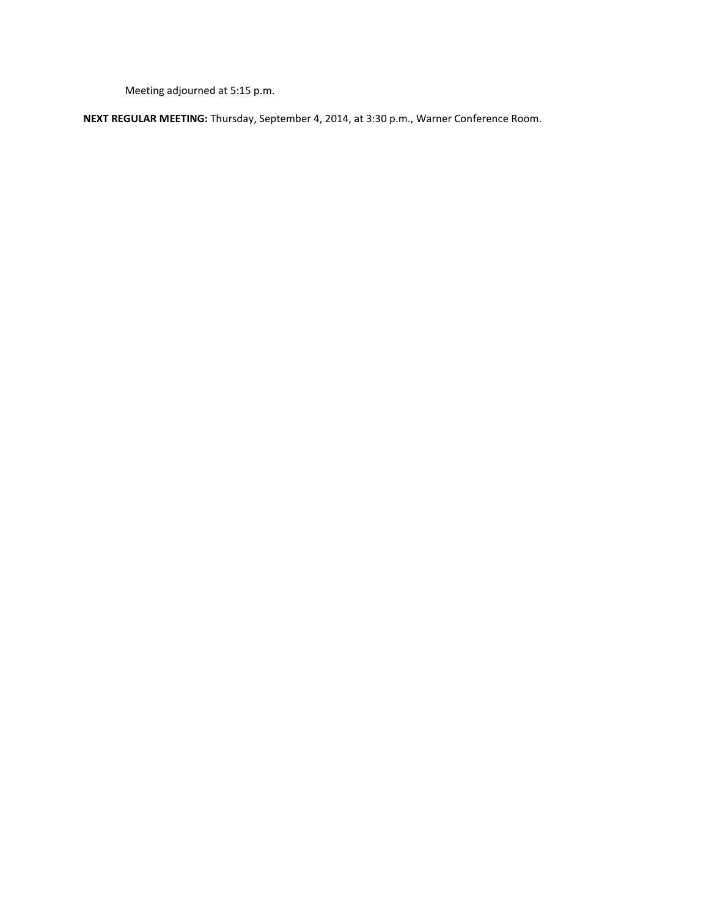Meeting adjourned at 5:15 p.m.

**NEXT REGULAR MEETING:** Thursday, September 4, 2014, at 3:30 p.m., Warner Conference Room.